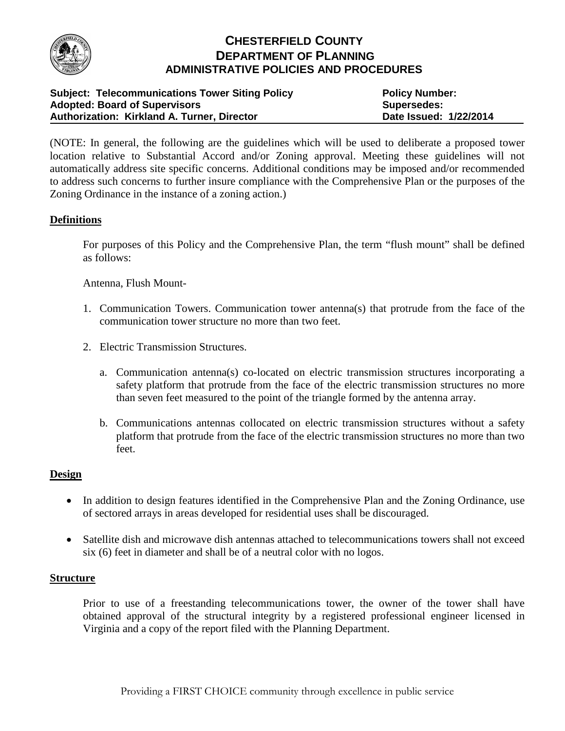# CHESTERFIELD COUNTY
## DEPARTMENT OF PLANNING
### ADMINISTRATIVE POLICIES AND PROCEDURES

**Subject: Telecommunications Tower Siting Policy** — **Policy Number:**
**Adopted: Board of Supervisors** — **Supersedes:**
**Authorization: Kirkland A. Turner, Director** — **Date Issued: 1/22/2014**

(NOTE: In general, the following are the guidelines which will be used to deliberate a proposed tower location relative to Substantial Accord and/or Zoning approval. Meeting these guidelines will not automatically address site specific concerns. Additional conditions may be imposed and/or recommended to address such concerns to further insure compliance with the Comprehensive Plan or the purposes of the Zoning Ordinance in the instance of a zoning action.)

**Definitions**

For purposes of this Policy and the Comprehensive Plan, the term "flush mount" shall be defined as follows:

Antenna, Flush Mount-

1. Communication Towers. Communication tower antenna(s) that protrude from the face of the communication tower structure no more than two feet.

2. Electric Transmission Structures.

   a. Communication antenna(s) co-located on electric transmission structures incorporating a safety platform that protrude from the face of the electric transmission structures no more than seven feet measured to the point of the triangle formed by the antenna array.

   b. Communications antennas collocated on electric transmission structures without a safety platform that protrude from the face of the electric transmission structures no more than two feet.

**Design**

- In addition to design features identified in the Comprehensive Plan and the Zoning Ordinance, use of sectored arrays in areas developed for residential uses shall be discouraged.
- Satellite dish and microwave dish antennas attached to telecommunications towers shall not exceed six (6) feet in diameter and shall be of a neutral color with no logos.

**Structure**

Prior to use of a freestanding telecommunications tower, the owner of the tower shall have obtained approval of the structural integrity by a registered professional engineer licensed in Virginia and a copy of the report filed with the Planning Department.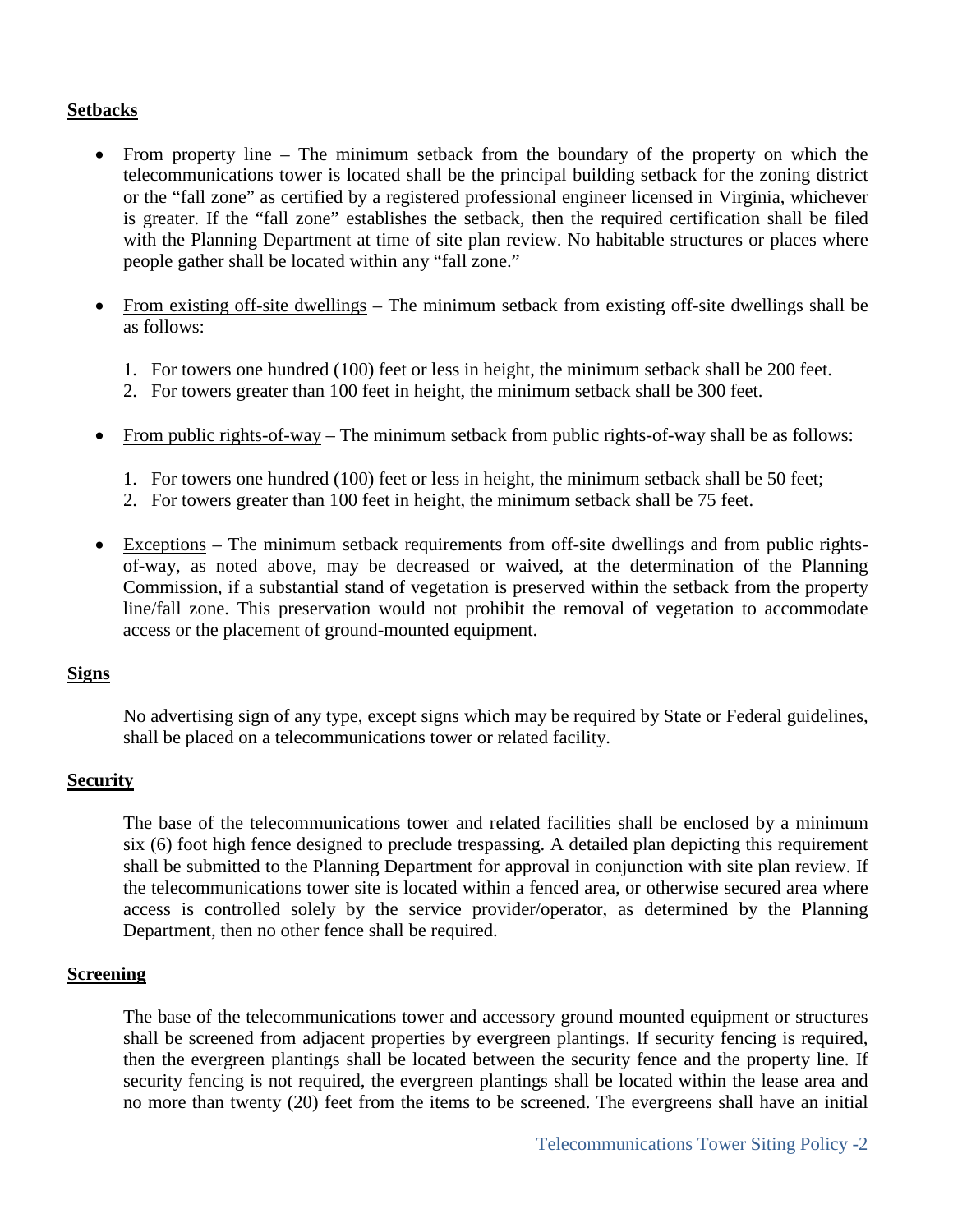**Setbacks**

- From property line – The minimum setback from the boundary of the property on which the telecommunications tower is located shall be the principal building setback for the zoning district or the "fall zone" as certified by a registered professional engineer licensed in Virginia, whichever is greater. If the "fall zone" establishes the setback, then the required certification shall be filed with the Planning Department at time of site plan review. No habitable structures or places where people gather shall be located within any "fall zone."

- From existing off-site dwellings – The minimum setback from existing off-site dwellings shall be as follows:

  1. For towers one hundred (100) feet or less in height, the minimum setback shall be 200 feet.
  2. For towers greater than 100 feet in height, the minimum setback shall be 300 feet.

- From public rights-of-way – The minimum setback from public rights-of-way shall be as follows:

  1. For towers one hundred (100) feet or less in height, the minimum setback shall be 50 feet;
  2. For towers greater than 100 feet in height, the minimum setback shall be 75 feet.

- Exceptions – The minimum setback requirements from off-site dwellings and from public rights-of-way, as noted above, may be decreased or waived, at the determination of the Planning Commission, if a substantial stand of vegetation is preserved within the setback from the property line/fall zone. This preservation would not prohibit the removal of vegetation to accommodate access or the placement of ground-mounted equipment.

**Signs**

No advertising sign of any type, except signs which may be required by State or Federal guidelines, shall be placed on a telecommunications tower or related facility.

**Security**

The base of the telecommunications tower and related facilities shall be enclosed by a minimum six (6) foot high fence designed to preclude trespassing. A detailed plan depicting this requirement shall be submitted to the Planning Department for approval in conjunction with site plan review. If the telecommunications tower site is located within a fenced area, or otherwise secured area where access is controlled solely by the service provider/operator, as determined by the Planning Department, then no other fence shall be required.

**Screening**

The base of the telecommunications tower and accessory ground mounted equipment or structures shall be screened from adjacent properties by evergreen plantings. If security fencing is required, then the evergreen plantings shall be located between the security fence and the property line. If security fencing is not required, the evergreen plantings shall be located within the lease area and no more than twenty (20) feet from the items to be screened. The evergreens shall have an initial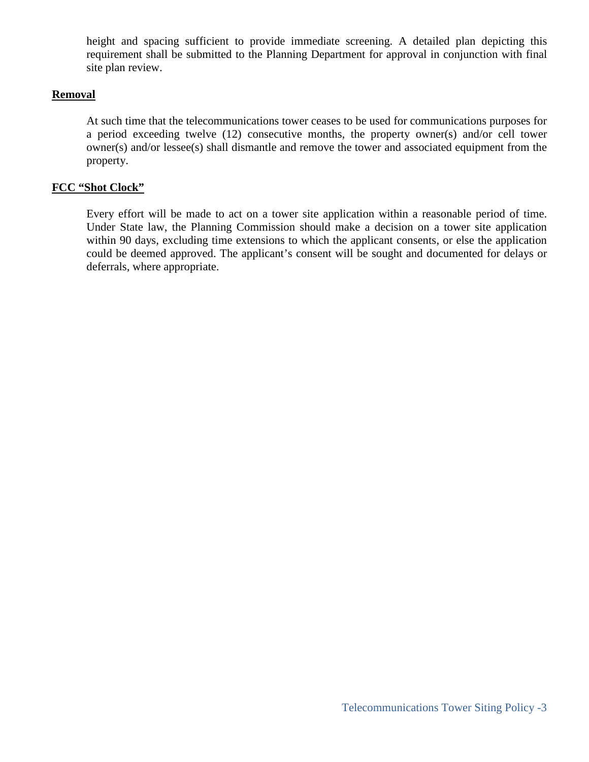height and spacing sufficient to provide immediate screening. A detailed plan depicting this requirement shall be submitted to the Planning Department for approval in conjunction with final site plan review.

**Removal**

At such time that the telecommunications tower ceases to be used for communications purposes for a period exceeding twelve (12) consecutive months, the property owner(s) and/or cell tower owner(s) and/or lessee(s) shall dismantle and remove the tower and associated equipment from the property.

**FCC "Shot Clock"**

Every effort will be made to act on a tower site application within a reasonable period of time. Under State law, the Planning Commission should make a decision on a tower site application within 90 days, excluding time extensions to which the applicant consents, or else the application could be deemed approved. The applicant's consent will be sought and documented for delays or deferrals, where appropriate.